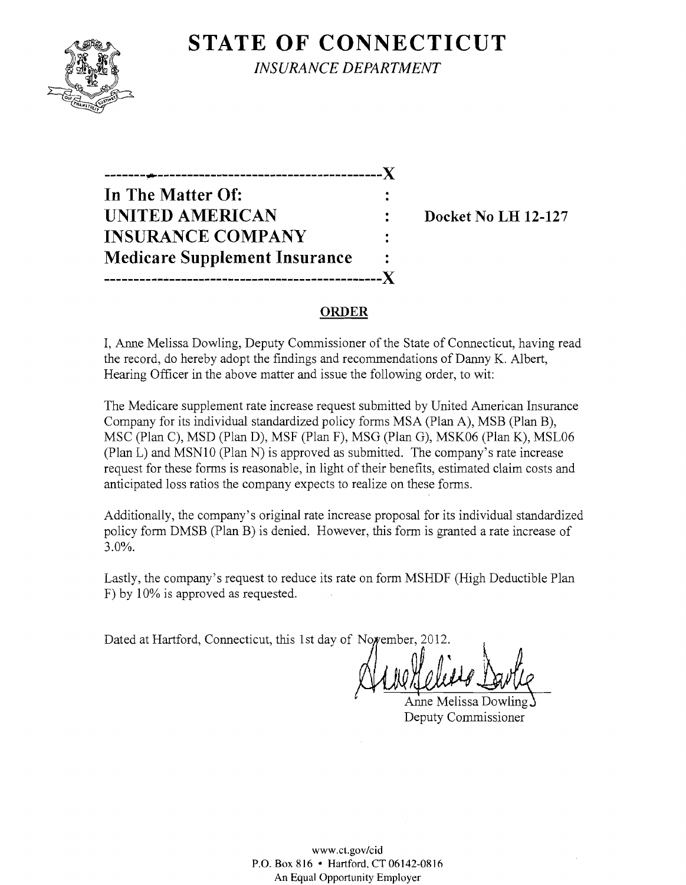# STATE OF CONNECTICUT

*INSURANCE DEPARTMENT*

---------------------------------------------X

**In The Matter Of:** :

**UNITED AMERICAN** : **Docket No LH 12-127**

**INSURANCE COMPANY** :

**Medicare Supplement Insurance** :

---------------------------------------------X

## ORDER

I, Anne Melissa Dowling, Deputy Commissioner of the State of Connecticut, having read the record, do hereby adopt the findings and recommendations of Danny K. Albert, Hearing Officer in the above matter and issue the following order, to wit:

The Medicare supplement rate increase request submitted by United American Insurance Company for its individual standardized policy forms MSA (Plan A), MSB (Plan B), MSC (Plan C), MSD (Plan D), MSF (Plan F), MSG (Plan G), MSK06 (Plan K), MSL06 (Plan L) and MSN10 (Plan N) is approved as submitted. The company's rate increase request for these forms is reasonable, in light of their benefits, estimated claim costs and anticipated loss ratios the company expects to realize on these forms.

Additionally, the company's original rate increase proposal for its individual standardized policy form DMSB (Plan B) is denied. However, this form is granted a rate increase of 3.0%.

Lastly, the company's request to reduce its rate on form MSHDF (High Deductible Plan F) by 10% is approved as requested.

Dated at Hartford, Connecticut, this 1st day of November, 2012.

Anne Melissa Dowling
Deputy Commissioner

www.ct.gov/cid
P.O. Box 816 • Hartford, CT 06142-0816
An Equal Opportunity Employer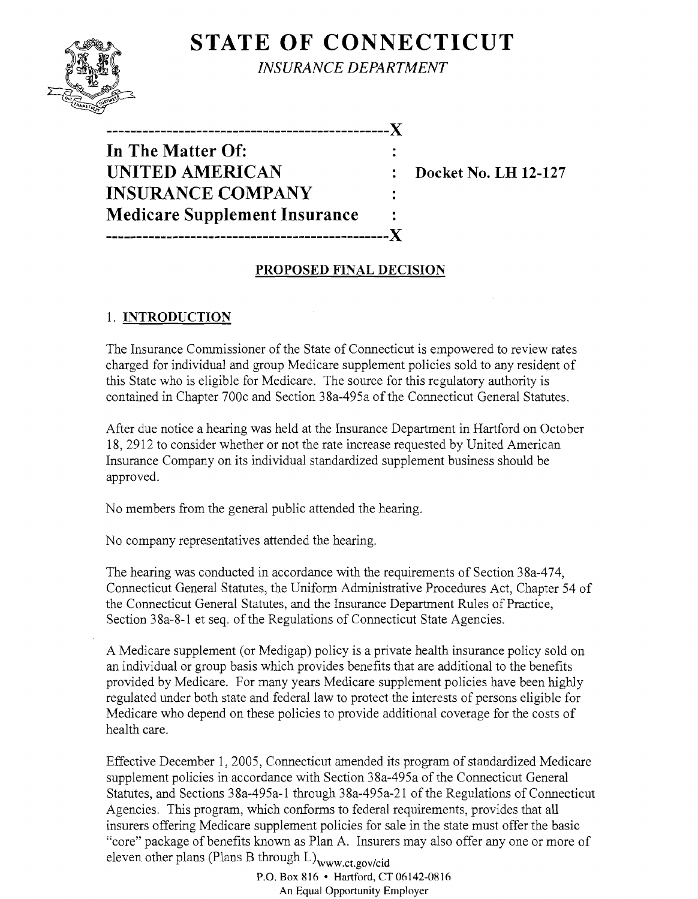**STATE OF CONNECTICUT**

*INSURANCE DEPARTMENT*

```
-----------------------------------------------X
In The Matter Of:                              :
UNITED AMERICAN                                :   Docket No. LH 12-127
INSURANCE COMPANY                              :
Medicare Supplement Insurance                  :
-----------------------------------------------X
```

**PROPOSED FINAL DECISION**

## 1. INTRODUCTION

The Insurance Commissioner of the State of Connecticut is empowered to review rates charged for individual and group Medicare supplement policies sold to any resident of this State who is eligible for Medicare. The source for this regulatory authority is contained in Chapter 700c and Section 38a-495a of the Connecticut General Statutes.

After due notice a hearing was held at the Insurance Department in Hartford on October 18, 2912 to consider whether or not the rate increase requested by United American Insurance Company on its individual standardized supplement business should be approved.

No members from the general public attended the hearing.

No company representatives attended the hearing.

The hearing was conducted in accordance with the requirements of Section 38a-474, Connecticut General Statutes, the Uniform Administrative Procedures Act, Chapter 54 of the Connecticut General Statutes, and the Insurance Department Rules of Practice, Section 38a-8-1 et seq. of the Regulations of Connecticut State Agencies.

A Medicare supplement (or Medigap) policy is a private health insurance policy sold on an individual or group basis which provides benefits that are additional to the benefits provided by Medicare. For many years Medicare supplement policies have been highly regulated under both state and federal law to protect the interests of persons eligible for Medicare who depend on these policies to provide additional coverage for the costs of health care.

Effective December 1, 2005, Connecticut amended its program of standardized Medicare supplement policies in accordance with Section 38a-495a of the Connecticut General Statutes, and Sections 38a-495a-1 through 38a-495a-21 of the Regulations of Connecticut Agencies. This program, which conforms to federal requirements, provides that all insurers offering Medicare supplement policies for sale in the state must offer the basic "core" package of benefits known as Plan A. Insurers may also offer any one or more of eleven other plans (Plans B through L)

www.ct.gov/cid
P.O. Box 816 • Hartford, CT 06142-0816
An Equal Opportunity Employer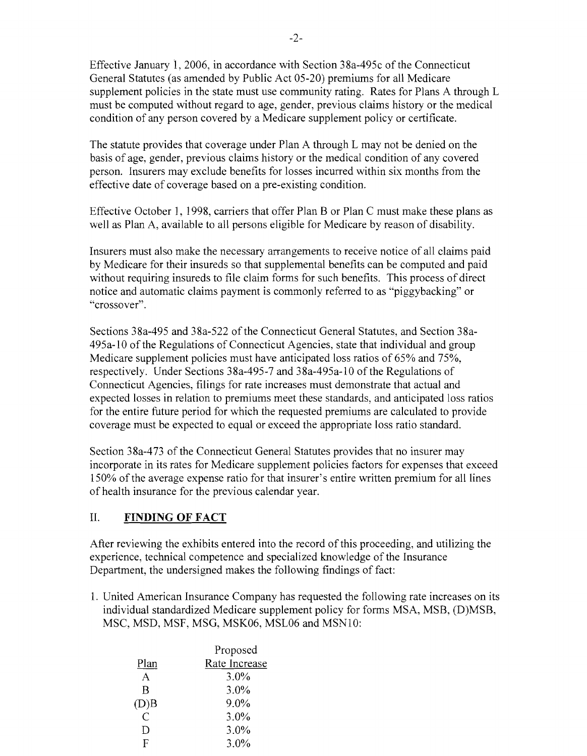Effective January 1, 2006, in accordance with Section 38a-495c of the Connecticut General Statutes (as amended by Public Act 05-20) premiums for all Medicare supplement policies in the state must use community rating. Rates for Plans A through L must be computed without regard to age, gender, previous claims history or the medical condition of any person covered by a Medicare supplement policy or certificate.

The statute provides that coverage under Plan A through L may not be denied on the basis of age, gender, previous claims history or the medical condition of any covered person. Insurers may exclude benefits for losses incurred within six months from the effective date of coverage based on a pre-existing condition.

Effective October 1, 1998, carriers that offer Plan B or Plan C must make these plans as well as Plan A, available to all persons eligible for Medicare by reason of disability.

Insurers must also make the necessary arrangements to receive notice of all claims paid by Medicare for their insureds so that supplemental benefits can be computed and paid without requiring insureds to file claim forms for such benefits. This process of direct notice and automatic claims payment is commonly referred to as "piggybacking" or "crossover".

Sections 38a-495 and 38a-522 of the Connecticut General Statutes, and Section 38a-495a-10 of the Regulations of Connecticut Agencies, state that individual and group Medicare supplement policies must have anticipated loss ratios of 65% and 75%, respectively. Under Sections 38a-495-7 and 38a-495a-10 of the Regulations of Connecticut Agencies, filings for rate increases must demonstrate that actual and expected losses in relation to premiums meet these standards, and anticipated loss ratios for the entire future period for which the requested premiums are calculated to provide coverage must be expected to equal or exceed the appropriate loss ratio standard.

Section 38a-473 of the Connecticut General Statutes provides that no insurer may incorporate in its rates for Medicare supplement policies factors for expenses that exceed 150% of the average expense ratio for that insurer's entire written premium for all lines of health insurance for the previous calendar year.

## II. **FINDING OF FACT**

After reviewing the exhibits entered into the record of this proceeding, and utilizing the experience, technical competence and specialized knowledge of the Insurance Department, the undersigned makes the following findings of fact:

1. United American Insurance Company has requested the following rate increases on its individual standardized Medicare supplement policy for forms MSA, MSB, (D)MSB, MSC, MSD, MSF, MSG, MSK06, MSL06 and MSN10:

| Plan | Proposed Rate Increase |
|---|---|
| A | 3.0% |
| B | 3.0% |
| (D)B | 9.0% |
| C | 3.0% |
| D | 3.0% |
| F | 3.0% |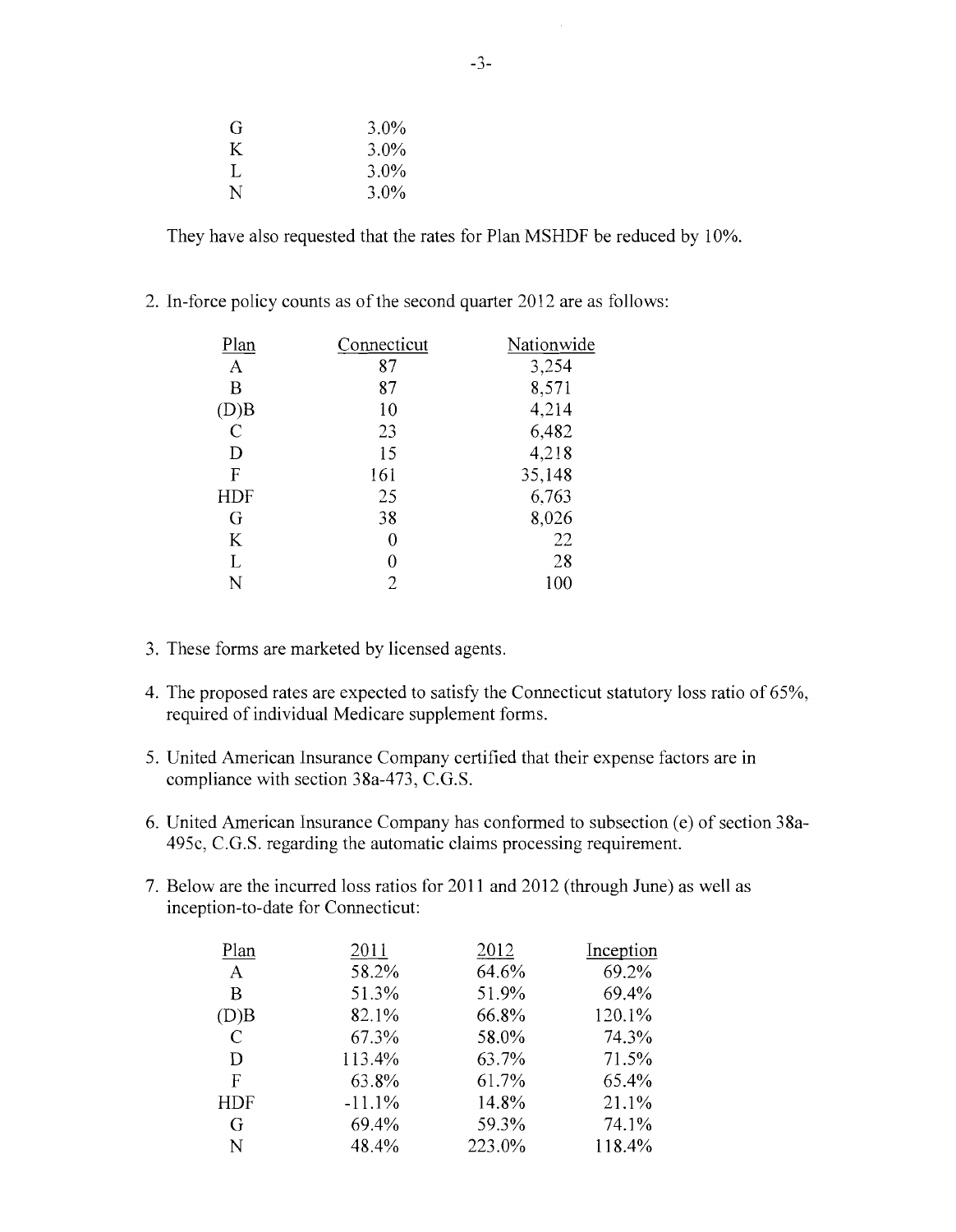| | |
|---|---|
| G | 3.0% |
| K | 3.0% |
| L | 3.0% |
| N | 3.0% |

They have also requested that the rates for Plan MSHDF be reduced by 10%.

2. In-force policy counts as of the second quarter 2012 are as follows:

| Plan | Connecticut | Nationwide |
|---|---|---|
| A | 87 | 3,254 |
| B | 87 | 8,571 |
| (D)B | 10 | 4,214 |
| C | 23 | 6,482 |
| D | 15 | 4,218 |
| F | 161 | 35,148 |
| HDF | 25 | 6,763 |
| G | 38 | 8,026 |
| K | 0 | 22 |
| L | 0 | 28 |
| N | 2 | 100 |

3. These forms are marketed by licensed agents.

4. The proposed rates are expected to satisfy the Connecticut statutory loss ratio of 65%, required of individual Medicare supplement forms.

5. United American Insurance Company certified that their expense factors are in compliance with section 38a-473, C.G.S.

6. United American Insurance Company has conformed to subsection (e) of section 38a-495c, C.G.S. regarding the automatic claims processing requirement.

7. Below are the incurred loss ratios for 2011 and 2012 (through June) as well as inception-to-date for Connecticut:

| Plan | 2011 | 2012 | Inception |
|---|---|---|---|
| A | 58.2% | 64.6% | 69.2% |
| B | 51.3% | 51.9% | 69.4% |
| (D)B | 82.1% | 66.8% | 120.1% |
| C | 67.3% | 58.0% | 74.3% |
| D | 113.4% | 63.7% | 71.5% |
| F | 63.8% | 61.7% | 65.4% |
| HDF | -11.1% | 14.8% | 21.1% |
| G | 69.4% | 59.3% | 74.1% |
| N | 48.4% | 223.0% | 118.4% |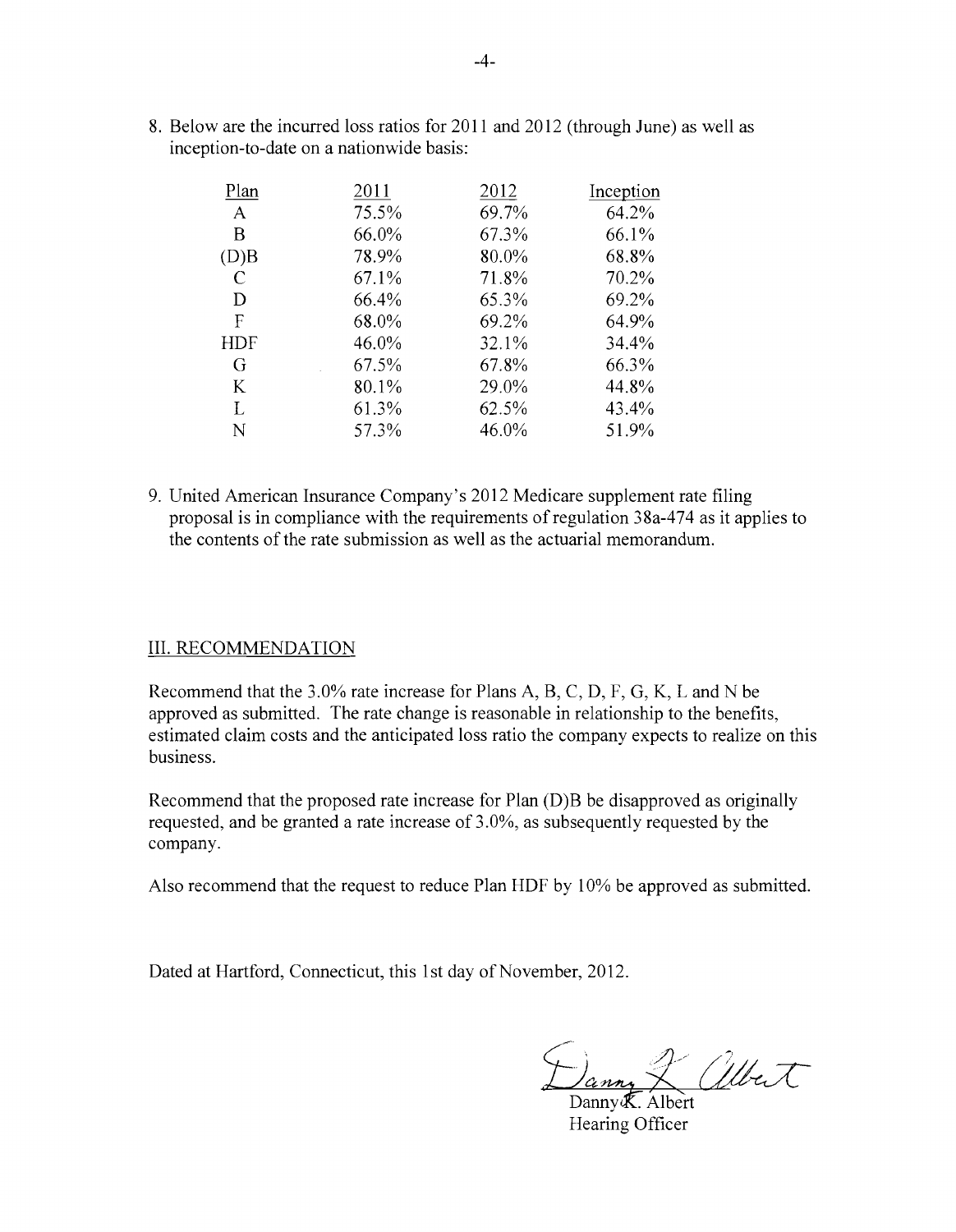8. Below are the incurred loss ratios for 2011 and 2012 (through June) as well as inception-to-date on a nationwide basis:

| Plan | 2011 | 2012 | Inception |
|---|---|---|---|
| A | 75.5% | 69.7% | 64.2% |
| B | 66.0% | 67.3% | 66.1% |
| (D)B | 78.9% | 80.0% | 68.8% |
| C | 67.1% | 71.8% | 70.2% |
| D | 66.4% | 65.3% | 69.2% |
| F | 68.0% | 69.2% | 64.9% |
| HDF | 46.0% | 32.1% | 34.4% |
| G | 67.5% | 67.8% | 66.3% |
| K | 80.1% | 29.0% | 44.8% |
| L | 61.3% | 62.5% | 43.4% |
| N | 57.3% | 46.0% | 51.9% |

9. United American Insurance Company's 2012 Medicare supplement rate filing proposal is in compliance with the requirements of regulation 38a-474 as it applies to the contents of the rate submission as well as the actuarial memorandum.

## III. RECOMMENDATION

Recommend that the 3.0% rate increase for Plans A, B, C, D, F, G, K, L and N be approved as submitted. The rate change is reasonable in relationship to the benefits, estimated claim costs and the anticipated loss ratio the company expects to realize on this business.

Recommend that the proposed rate increase for Plan (D)B be disapproved as originally requested, and be granted a rate increase of 3.0%, as subsequently requested by the company.

Also recommend that the request to reduce Plan HDF by 10% be approved as submitted.

Dated at Hartford, Connecticut, this 1st day of November, 2012.

Danny K. Albert

Danny K. Albert
Hearing Officer